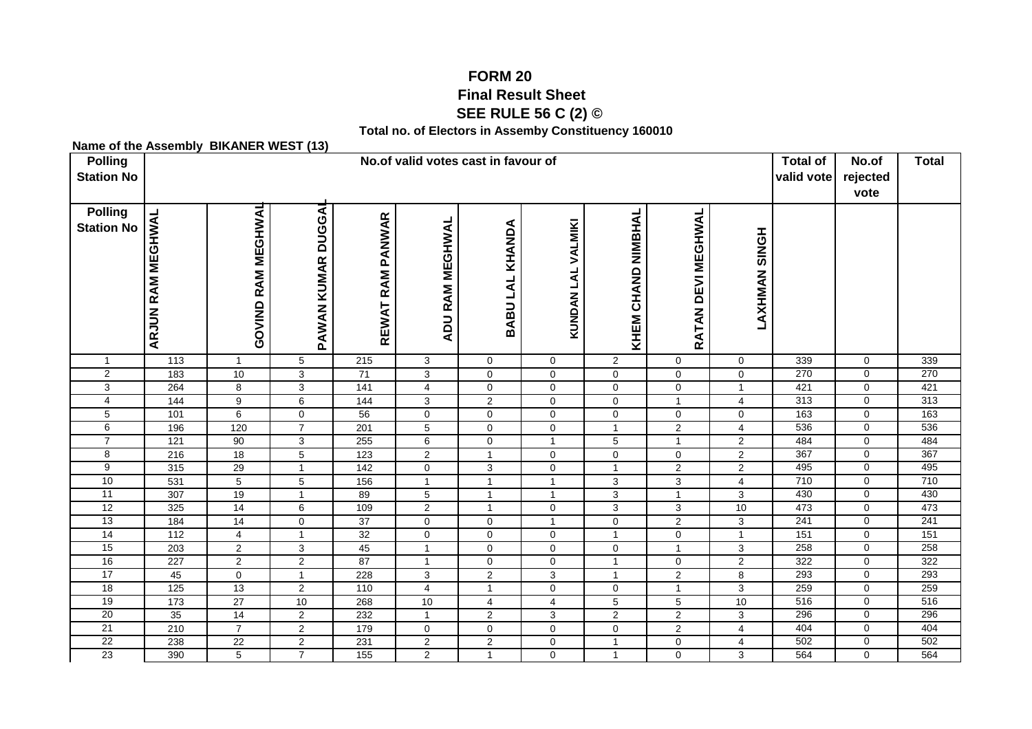# FORM 20

## Final Result Sheet

### SEE RULE 56 C (2) ©

**Total no. of Electors in Assemby Constituency 160010**

**Name of the Assembly BIKANER WEST (13)**

| Polling Station No | No.of valid votes cast in favour of | | | | | | | | | | Total of valid vote | No.of rejected vote | Total |
|---|---|---|---|---|---|---|---|---|---|---|---|---|---|
| Polling Station No | ARJUN RAM MEGHWAL | GOVIND RAM MEGHWAL | PAWAN KUMAR DUGGAL | REWAT RAM PANWAR | ADU RAM MEGHWAL | BABU LAL KHANDA | KUNDAN LAL VALMIKI | KHEM CHAND NIMBHAL | RATAN DEVI MEGHWAL | LAXHMAN SINGH | | | |
| 1 | 113 | 1 | 5 | 215 | 3 | 0 | 0 | 2 | 0 | 0 | 339 | 0 | 339 |
| 2 | 183 | 10 | 3 | 71 | 3 | 0 | 0 | 0 | 0 | 0 | 270 | 0 | 270 |
| 3 | 264 | 8 | 3 | 141 | 4 | 0 | 0 | 0 | 0 | 1 | 421 | 0 | 421 |
| 4 | 144 | 9 | 6 | 144 | 3 | 2 | 0 | 0 | 1 | 4 | 313 | 0 | 313 |
| 5 | 101 | 6 | 0 | 56 | 0 | 0 | 0 | 0 | 0 | 0 | 163 | 0 | 163 |
| 6 | 196 | 120 | 7 | 201 | 5 | 0 | 0 | 1 | 2 | 4 | 536 | 0 | 536 |
| 7 | 121 | 90 | 3 | 255 | 6 | 0 | 1 | 5 | 1 | 2 | 484 | 0 | 484 |
| 8 | 216 | 18 | 5 | 123 | 2 | 1 | 0 | 0 | 0 | 2 | 367 | 0 | 367 |
| 9 | 315 | 29 | 1 | 142 | 0 | 3 | 0 | 1 | 2 | 2 | 495 | 0 | 495 |
| 10 | 531 | 5 | 5 | 156 | 1 | 1 | 1 | 3 | 3 | 4 | 710 | 0 | 710 |
| 11 | 307 | 19 | 1 | 89 | 5 | 1 | 1 | 3 | 1 | 3 | 430 | 0 | 430 |
| 12 | 325 | 14 | 6 | 109 | 2 | 1 | 0 | 3 | 3 | 10 | 473 | 0 | 473 |
| 13 | 184 | 14 | 0 | 37 | 0 | 0 | 1 | 0 | 2 | 3 | 241 | 0 | 241 |
| 14 | 112 | 4 | 1 | 32 | 0 | 0 | 0 | 1 | 0 | 1 | 151 | 0 | 151 |
| 15 | 203 | 2 | 3 | 45 | 1 | 0 | 0 | 0 | 1 | 3 | 258 | 0 | 258 |
| 16 | 227 | 2 | 2 | 87 | 1 | 0 | 0 | 1 | 0 | 2 | 322 | 0 | 322 |
| 17 | 45 | 0 | 1 | 228 | 3 | 2 | 3 | 1 | 2 | 8 | 293 | 0 | 293 |
| 18 | 125 | 13 | 2 | 110 | 4 | 1 | 0 | 0 | 1 | 3 | 259 | 0 | 259 |
| 19 | 173 | 27 | 10 | 268 | 10 | 4 | 4 | 5 | 5 | 10 | 516 | 0 | 516 |
| 20 | 35 | 14 | 2 | 232 | 1 | 2 | 3 | 2 | 2 | 3 | 296 | 0 | 296 |
| 21 | 210 | 7 | 2 | 179 | 0 | 0 | 0 | 0 | 2 | 4 | 404 | 0 | 404 |
| 22 | 238 | 22 | 2 | 231 | 2 | 2 | 0 | 1 | 0 | 4 | 502 | 0 | 502 |
| 23 | 390 | 5 | 7 | 155 | 2 | 1 | 0 | 1 | 0 | 3 | 564 | 0 | 564 |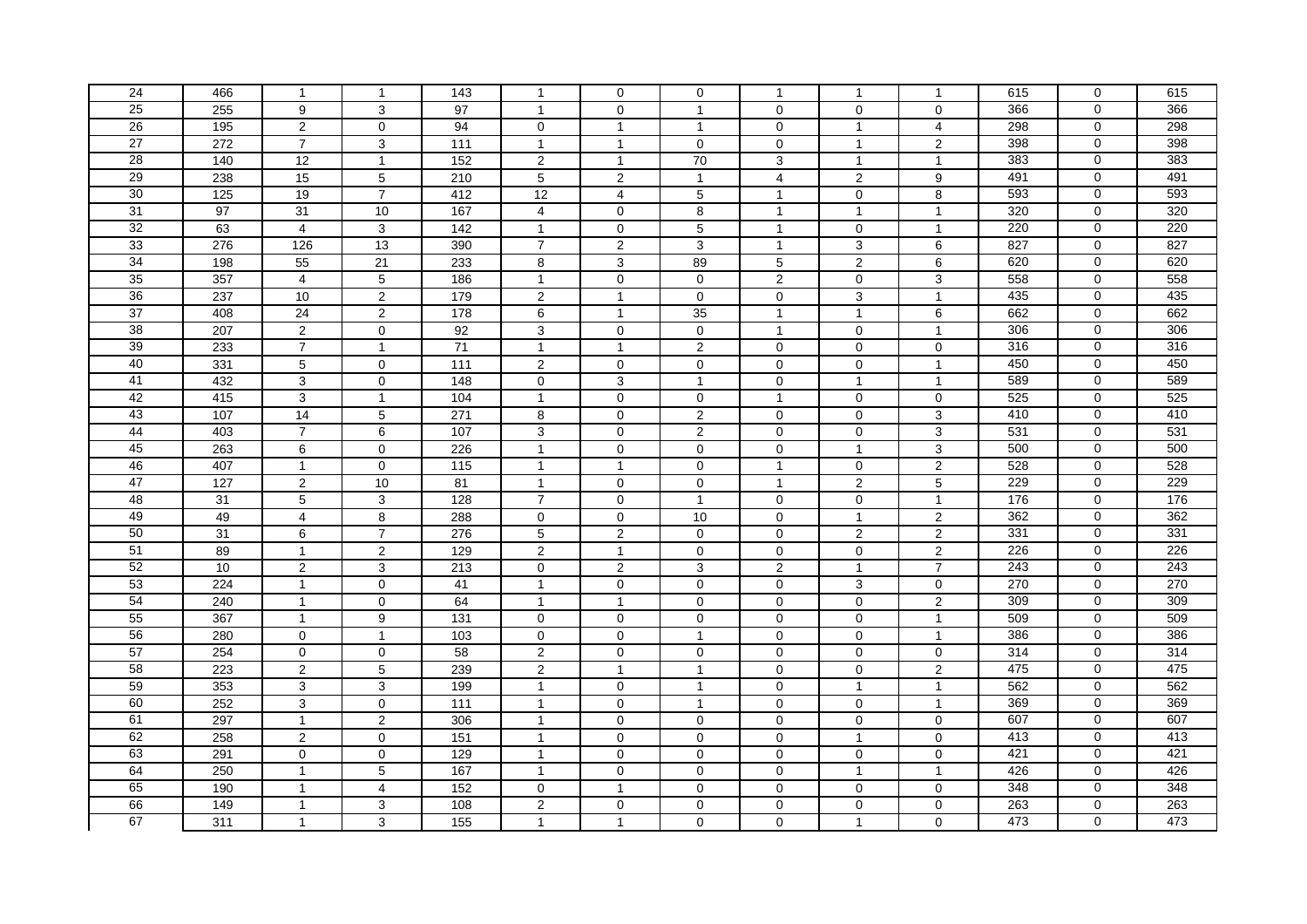| 24 | 466 | 1 | 1 | 143 | 1 | 0 | 0 | 1 | 1 | 1 | 615 | 0 | 615 |
|---|---|---|---|---|---|---|---|---|---|---|---|---|---|
| 25 | 255 | 9 | 3 | 97 | 1 | 0 | 1 | 0 | 0 | 0 | 366 | 0 | 366 |
| 26 | 195 | 2 | 0 | 94 | 0 | 1 | 1 | 0 | 1 | 4 | 298 | 0 | 298 |
| 27 | 272 | 7 | 3 | 111 | 1 | 1 | 0 | 0 | 1 | 2 | 398 | 0 | 398 |
| 28 | 140 | 12 | 1 | 152 | 2 | 1 | 70 | 3 | 1 | 1 | 383 | 0 | 383 |
| 29 | 238 | 15 | 5 | 210 | 5 | 2 | 1 | 4 | 2 | 9 | 491 | 0 | 491 |
| 30 | 125 | 19 | 7 | 412 | 12 | 4 | 5 | 1 | 0 | 8 | 593 | 0 | 593 |
| 31 | 97 | 31 | 10 | 167 | 4 | 0 | 8 | 1 | 1 | 1 | 320 | 0 | 320 |
| 32 | 63 | 4 | 3 | 142 | 1 | 0 | 5 | 1 | 0 | 1 | 220 | 0 | 220 |
| 33 | 276 | 126 | 13 | 390 | 7 | 2 | 3 | 1 | 3 | 6 | 827 | 0 | 827 |
| 34 | 198 | 55 | 21 | 233 | 8 | 3 | 89 | 5 | 2 | 6 | 620 | 0 | 620 |
| 35 | 357 | 4 | 5 | 186 | 1 | 0 | 0 | 2 | 0 | 3 | 558 | 0 | 558 |
| 36 | 237 | 10 | 2 | 179 | 2 | 1 | 0 | 0 | 3 | 1 | 435 | 0 | 435 |
| 37 | 408 | 24 | 2 | 178 | 6 | 1 | 35 | 1 | 1 | 6 | 662 | 0 | 662 |
| 38 | 207 | 2 | 0 | 92 | 3 | 0 | 0 | 1 | 0 | 1 | 306 | 0 | 306 |
| 39 | 233 | 7 | 1 | 71 | 1 | 1 | 2 | 0 | 0 | 0 | 316 | 0 | 316 |
| 40 | 331 | 5 | 0 | 111 | 2 | 0 | 0 | 0 | 0 | 1 | 450 | 0 | 450 |
| 41 | 432 | 3 | 0 | 148 | 0 | 3 | 1 | 0 | 1 | 1 | 589 | 0 | 589 |
| 42 | 415 | 3 | 1 | 104 | 1 | 0 | 0 | 1 | 0 | 0 | 525 | 0 | 525 |
| 43 | 107 | 14 | 5 | 271 | 8 | 0 | 2 | 0 | 0 | 3 | 410 | 0 | 410 |
| 44 | 403 | 7 | 6 | 107 | 3 | 0 | 2 | 0 | 0 | 3 | 531 | 0 | 531 |
| 45 | 263 | 6 | 0 | 226 | 1 | 0 | 0 | 0 | 1 | 3 | 500 | 0 | 500 |
| 46 | 407 | 1 | 0 | 115 | 1 | 1 | 0 | 1 | 0 | 2 | 528 | 0 | 528 |
| 47 | 127 | 2 | 10 | 81 | 1 | 0 | 0 | 1 | 2 | 5 | 229 | 0 | 229 |
| 48 | 31 | 5 | 3 | 128 | 7 | 0 | 1 | 0 | 0 | 1 | 176 | 0 | 176 |
| 49 | 49 | 4 | 8 | 288 | 0 | 0 | 10 | 0 | 1 | 2 | 362 | 0 | 362 |
| 50 | 31 | 6 | 7 | 276 | 5 | 2 | 0 | 0 | 2 | 2 | 331 | 0 | 331 |
| 51 | 89 | 1 | 2 | 129 | 2 | 1 | 0 | 0 | 0 | 2 | 226 | 0 | 226 |
| 52 | 10 | 2 | 3 | 213 | 0 | 2 | 3 | 2 | 1 | 7 | 243 | 0 | 243 |
| 53 | 224 | 1 | 0 | 41 | 1 | 0 | 0 | 0 | 3 | 0 | 270 | 0 | 270 |
| 54 | 240 | 1 | 0 | 64 | 1 | 1 | 0 | 0 | 0 | 2 | 309 | 0 | 309 |
| 55 | 367 | 1 | 9 | 131 | 0 | 0 | 0 | 0 | 0 | 1 | 509 | 0 | 509 |
| 56 | 280 | 0 | 1 | 103 | 0 | 0 | 1 | 0 | 0 | 1 | 386 | 0 | 386 |
| 57 | 254 | 0 | 0 | 58 | 2 | 0 | 0 | 0 | 0 | 0 | 314 | 0 | 314 |
| 58 | 223 | 2 | 5 | 239 | 2 | 1 | 1 | 0 | 0 | 2 | 475 | 0 | 475 |
| 59 | 353 | 3 | 3 | 199 | 1 | 0 | 1 | 0 | 1 | 1 | 562 | 0 | 562 |
| 60 | 252 | 3 | 0 | 111 | 1 | 0 | 1 | 0 | 0 | 1 | 369 | 0 | 369 |
| 61 | 297 | 1 | 2 | 306 | 1 | 0 | 0 | 0 | 0 | 0 | 607 | 0 | 607 |
| 62 | 258 | 2 | 0 | 151 | 1 | 0 | 0 | 0 | 1 | 0 | 413 | 0 | 413 |
| 63 | 291 | 0 | 0 | 129 | 1 | 0 | 0 | 0 | 0 | 0 | 421 | 0 | 421 |
| 64 | 250 | 1 | 5 | 167 | 1 | 0 | 0 | 0 | 1 | 1 | 426 | 0 | 426 |
| 65 | 190 | 1 | 4 | 152 | 0 | 1 | 0 | 0 | 0 | 0 | 348 | 0 | 348 |
| 66 | 149 | 1 | 3 | 108 | 2 | 0 | 0 | 0 | 0 | 0 | 263 | 0 | 263 |
| 67 | 311 | 1 | 3 | 155 | 1 | 1 | 0 | 0 | 1 | 0 | 473 | 0 | 473 |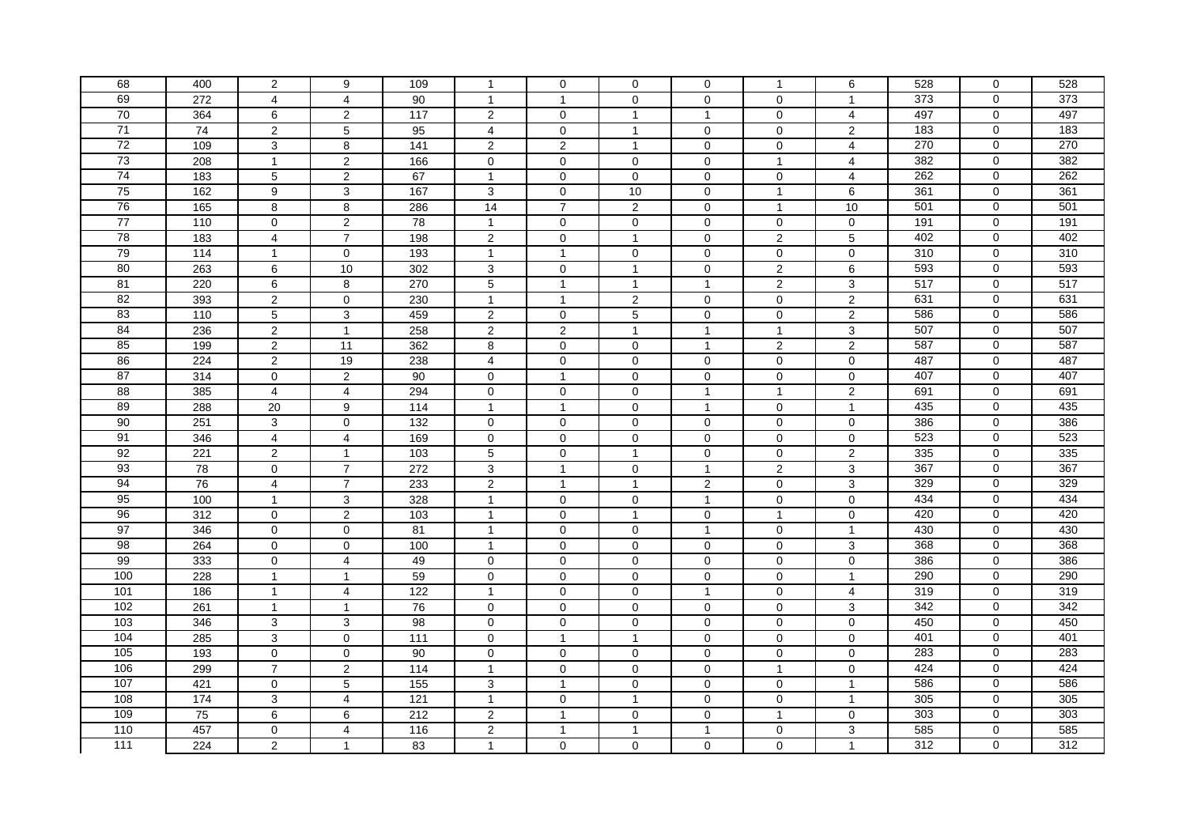| 68 | 400 | 2 | 9 | 109 | 1 | 0 | 0 | 0 | 1 | 6 | 528 | 0 | 528 |
|---|---|---|---|---|---|---|---|---|---|---|---|---|---|
| 69 | 272 | 4 | 4 | 90 | 1 | 1 | 0 | 0 | 0 | 1 | 373 | 0 | 373 |
| 70 | 364 | 6 | 2 | 117 | 2 | 0 | 1 | 1 | 0 | 4 | 497 | 0 | 497 |
| 71 | 74 | 2 | 5 | 95 | 4 | 0 | 1 | 0 | 0 | 2 | 183 | 0 | 183 |
| 72 | 109 | 3 | 8 | 141 | 2 | 2 | 1 | 0 | 0 | 4 | 270 | 0 | 270 |
| 73 | 208 | 1 | 2 | 166 | 0 | 0 | 0 | 0 | 1 | 4 | 382 | 0 | 382 |
| 74 | 183 | 5 | 2 | 67 | 1 | 0 | 0 | 0 | 0 | 4 | 262 | 0 | 262 |
| 75 | 162 | 9 | 3 | 167 | 3 | 0 | 10 | 0 | 1 | 6 | 361 | 0 | 361 |
| 76 | 165 | 8 | 8 | 286 | 14 | 7 | 2 | 0 | 1 | 10 | 501 | 0 | 501 |
| 77 | 110 | 0 | 2 | 78 | 1 | 0 | 0 | 0 | 0 | 0 | 191 | 0 | 191 |
| 78 | 183 | 4 | 7 | 198 | 2 | 0 | 1 | 0 | 2 | 5 | 402 | 0 | 402 |
| 79 | 114 | 1 | 0 | 193 | 1 | 1 | 0 | 0 | 0 | 0 | 310 | 0 | 310 |
| 80 | 263 | 6 | 10 | 302 | 3 | 0 | 1 | 0 | 2 | 6 | 593 | 0 | 593 |
| 81 | 220 | 6 | 8 | 270 | 5 | 1 | 1 | 1 | 2 | 3 | 517 | 0 | 517 |
| 82 | 393 | 2 | 0 | 230 | 1 | 1 | 2 | 0 | 0 | 2 | 631 | 0 | 631 |
| 83 | 110 | 5 | 3 | 459 | 2 | 0 | 5 | 0 | 0 | 2 | 586 | 0 | 586 |
| 84 | 236 | 2 | 1 | 258 | 2 | 2 | 1 | 1 | 1 | 3 | 507 | 0 | 507 |
| 85 | 199 | 2 | 11 | 362 | 8 | 0 | 0 | 1 | 2 | 2 | 587 | 0 | 587 |
| 86 | 224 | 2 | 19 | 238 | 4 | 0 | 0 | 0 | 0 | 0 | 487 | 0 | 487 |
| 87 | 314 | 0 | 2 | 90 | 0 | 1 | 0 | 0 | 0 | 0 | 407 | 0 | 407 |
| 88 | 385 | 4 | 4 | 294 | 0 | 0 | 0 | 1 | 1 | 2 | 691 | 0 | 691 |
| 89 | 288 | 20 | 9 | 114 | 1 | 1 | 0 | 1 | 0 | 1 | 435 | 0 | 435 |
| 90 | 251 | 3 | 0 | 132 | 0 | 0 | 0 | 0 | 0 | 0 | 386 | 0 | 386 |
| 91 | 346 | 4 | 4 | 169 | 0 | 0 | 0 | 0 | 0 | 0 | 523 | 0 | 523 |
| 92 | 221 | 2 | 1 | 103 | 5 | 0 | 1 | 0 | 0 | 2 | 335 | 0 | 335 |
| 93 | 78 | 0 | 7 | 272 | 3 | 1 | 0 | 1 | 2 | 3 | 367 | 0 | 367 |
| 94 | 76 | 4 | 7 | 233 | 2 | 1 | 1 | 2 | 0 | 3 | 329 | 0 | 329 |
| 95 | 100 | 1 | 3 | 328 | 1 | 0 | 0 | 1 | 0 | 0 | 434 | 0 | 434 |
| 96 | 312 | 0 | 2 | 103 | 1 | 0 | 1 | 0 | 1 | 0 | 420 | 0 | 420 |
| 97 | 346 | 0 | 0 | 81 | 1 | 0 | 0 | 1 | 0 | 1 | 430 | 0 | 430 |
| 98 | 264 | 0 | 0 | 100 | 1 | 0 | 0 | 0 | 0 | 3 | 368 | 0 | 368 |
| 99 | 333 | 0 | 4 | 49 | 0 | 0 | 0 | 0 | 0 | 0 | 386 | 0 | 386 |
| 100 | 228 | 1 | 1 | 59 | 0 | 0 | 0 | 0 | 0 | 1 | 290 | 0 | 290 |
| 101 | 186 | 1 | 4 | 122 | 1 | 0 | 0 | 1 | 0 | 4 | 319 | 0 | 319 |
| 102 | 261 | 1 | 1 | 76 | 0 | 0 | 0 | 0 | 0 | 3 | 342 | 0 | 342 |
| 103 | 346 | 3 | 3 | 98 | 0 | 0 | 0 | 0 | 0 | 0 | 450 | 0 | 450 |
| 104 | 285 | 3 | 0 | 111 | 0 | 1 | 1 | 0 | 0 | 0 | 401 | 0 | 401 |
| 105 | 193 | 0 | 0 | 90 | 0 | 0 | 0 | 0 | 0 | 0 | 283 | 0 | 283 |
| 106 | 299 | 7 | 2 | 114 | 1 | 0 | 0 | 0 | 1 | 0 | 424 | 0 | 424 |
| 107 | 421 | 0 | 5 | 155 | 3 | 1 | 0 | 0 | 0 | 1 | 586 | 0 | 586 |
| 108 | 174 | 3 | 4 | 121 | 1 | 0 | 1 | 0 | 0 | 1 | 305 | 0 | 305 |
| 109 | 75 | 6 | 6 | 212 | 2 | 1 | 0 | 0 | 1 | 0 | 303 | 0 | 303 |
| 110 | 457 | 0 | 4 | 116 | 2 | 1 | 1 | 1 | 0 | 3 | 585 | 0 | 585 |
| 111 | 224 | 2 | 1 | 83 | 1 | 0 | 0 | 0 | 0 | 1 | 312 | 0 | 312 |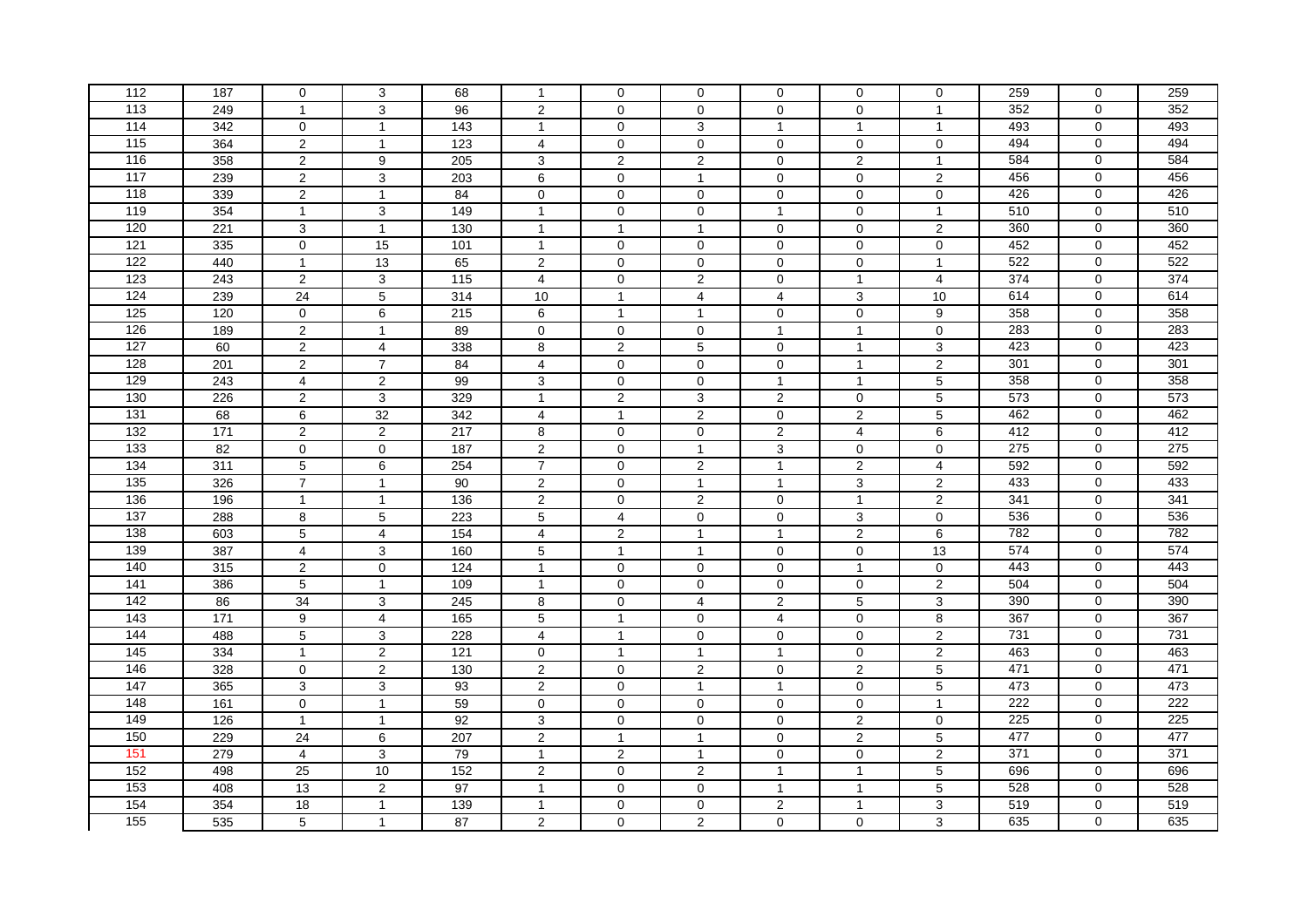| 112 | 187 | 0 | 3 | 68 | 1 | 0 | 0 | 0 | 0 | 0 | 259 | 0 | 259 |
|---|---|---|---|---|---|---|---|---|---|---|---|---|---|
| 113 | 249 | 1 | 3 | 96 | 2 | 0 | 0 | 0 | 0 | 1 | 352 | 0 | 352 |
| 114 | 342 | 0 | 1 | 143 | 1 | 0 | 3 | 1 | 1 | 1 | 493 | 0 | 493 |
| 115 | 364 | 2 | 1 | 123 | 4 | 0 | 0 | 0 | 0 | 0 | 494 | 0 | 494 |
| 116 | 358 | 2 | 9 | 205 | 3 | 2 | 2 | 0 | 2 | 1 | 584 | 0 | 584 |
| 117 | 239 | 2 | 3 | 203 | 6 | 0 | 1 | 0 | 0 | 2 | 456 | 0 | 456 |
| 118 | 339 | 2 | 1 | 84 | 0 | 0 | 0 | 0 | 0 | 0 | 426 | 0 | 426 |
| 119 | 354 | 1 | 3 | 149 | 1 | 0 | 0 | 1 | 0 | 1 | 510 | 0 | 510 |
| 120 | 221 | 3 | 1 | 130 | 1 | 1 | 1 | 0 | 0 | 2 | 360 | 0 | 360 |
| 121 | 335 | 0 | 15 | 101 | 1 | 0 | 0 | 0 | 0 | 0 | 452 | 0 | 452 |
| 122 | 440 | 1 | 13 | 65 | 2 | 0 | 0 | 0 | 0 | 1 | 522 | 0 | 522 |
| 123 | 243 | 2 | 3 | 115 | 4 | 0 | 2 | 0 | 1 | 4 | 374 | 0 | 374 |
| 124 | 239 | 24 | 5 | 314 | 10 | 1 | 4 | 4 | 3 | 10 | 614 | 0 | 614 |
| 125 | 120 | 0 | 6 | 215 | 6 | 1 | 1 | 0 | 0 | 9 | 358 | 0 | 358 |
| 126 | 189 | 2 | 1 | 89 | 0 | 0 | 0 | 1 | 1 | 0 | 283 | 0 | 283 |
| 127 | 60 | 2 | 4 | 338 | 8 | 2 | 5 | 0 | 1 | 3 | 423 | 0 | 423 |
| 128 | 201 | 2 | 7 | 84 | 4 | 0 | 0 | 0 | 1 | 2 | 301 | 0 | 301 |
| 129 | 243 | 4 | 2 | 99 | 3 | 0 | 0 | 1 | 1 | 5 | 358 | 0 | 358 |
| 130 | 226 | 2 | 3 | 329 | 1 | 2 | 3 | 2 | 0 | 5 | 573 | 0 | 573 |
| 131 | 68 | 6 | 32 | 342 | 4 | 1 | 2 | 0 | 2 | 5 | 462 | 0 | 462 |
| 132 | 171 | 2 | 2 | 217 | 8 | 0 | 0 | 2 | 4 | 6 | 412 | 0 | 412 |
| 133 | 82 | 0 | 0 | 187 | 2 | 0 | 1 | 3 | 0 | 0 | 275 | 0 | 275 |
| 134 | 311 | 5 | 6 | 254 | 7 | 0 | 2 | 1 | 2 | 4 | 592 | 0 | 592 |
| 135 | 326 | 7 | 1 | 90 | 2 | 0 | 1 | 1 | 3 | 2 | 433 | 0 | 433 |
| 136 | 196 | 1 | 1 | 136 | 2 | 0 | 2 | 0 | 1 | 2 | 341 | 0 | 341 |
| 137 | 288 | 8 | 5 | 223 | 5 | 4 | 0 | 0 | 3 | 0 | 536 | 0 | 536 |
| 138 | 603 | 5 | 4 | 154 | 4 | 2 | 1 | 1 | 2 | 6 | 782 | 0 | 782 |
| 139 | 387 | 4 | 3 | 160 | 5 | 1 | 1 | 0 | 0 | 13 | 574 | 0 | 574 |
| 140 | 315 | 2 | 0 | 124 | 1 | 0 | 0 | 0 | 1 | 0 | 443 | 0 | 443 |
| 141 | 386 | 5 | 1 | 109 | 1 | 0 | 0 | 0 | 0 | 2 | 504 | 0 | 504 |
| 142 | 86 | 34 | 3 | 245 | 8 | 0 | 4 | 2 | 5 | 3 | 390 | 0 | 390 |
| 143 | 171 | 9 | 4 | 165 | 5 | 1 | 0 | 4 | 0 | 8 | 367 | 0 | 367 |
| 144 | 488 | 5 | 3 | 228 | 4 | 1 | 0 | 0 | 0 | 2 | 731 | 0 | 731 |
| 145 | 334 | 1 | 2 | 121 | 0 | 1 | 1 | 1 | 0 | 2 | 463 | 0 | 463 |
| 146 | 328 | 0 | 2 | 130 | 2 | 0 | 2 | 0 | 2 | 5 | 471 | 0 | 471 |
| 147 | 365 | 3 | 3 | 93 | 2 | 0 | 1 | 1 | 0 | 5 | 473 | 0 | 473 |
| 148 | 161 | 0 | 1 | 59 | 0 | 0 | 0 | 0 | 0 | 1 | 222 | 0 | 222 |
| 149 | 126 | 1 | 1 | 92 | 3 | 0 | 0 | 0 | 2 | 0 | 225 | 0 | 225 |
| 150 | 229 | 24 | 6 | 207 | 2 | 1 | 1 | 0 | 2 | 5 | 477 | 0 | 477 |
| 151 | 279 | 4 | 3 | 79 | 1 | 2 | 1 | 0 | 0 | 2 | 371 | 0 | 371 |
| 152 | 498 | 25 | 10 | 152 | 2 | 0 | 2 | 1 | 1 | 5 | 696 | 0 | 696 |
| 153 | 408 | 13 | 2 | 97 | 1 | 0 | 0 | 1 | 1 | 5 | 528 | 0 | 528 |
| 154 | 354 | 18 | 1 | 139 | 1 | 0 | 0 | 2 | 1 | 3 | 519 | 0 | 519 |
| 155 | 535 | 5 | 1 | 87 | 2 | 0 | 2 | 0 | 0 | 3 | 635 | 0 | 635 |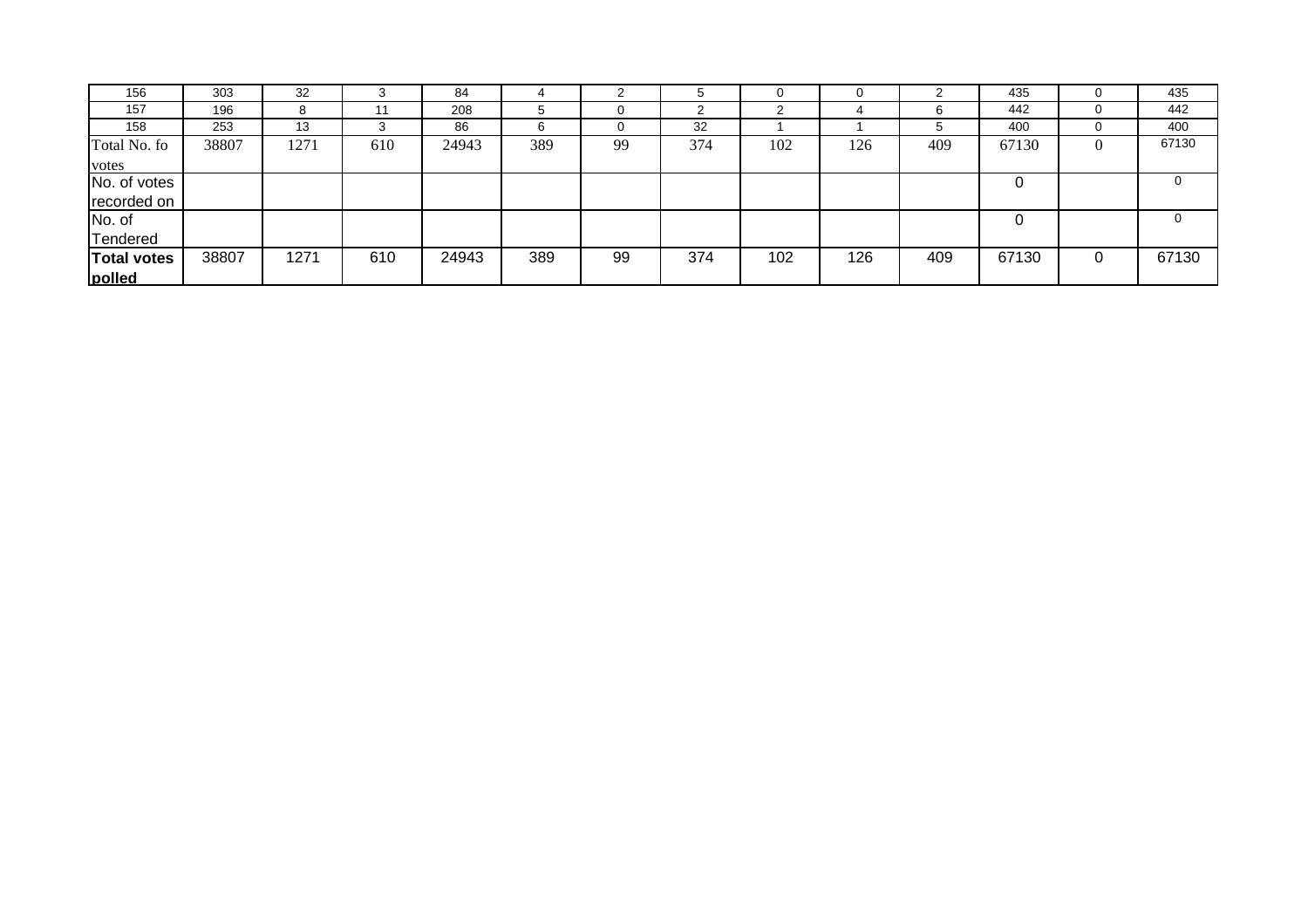| | | | | | | | | | | | | | |
|---|---|---|---|---|---|---|---|---|---|---|---|---|---|
| 156 | 303 | 32 | 3 | 84 | 4 | 2 | 5 | 0 | 0 | 2 | 435 | 0 | 435 |
| 157 | 196 | 8 | 11 | 208 | 5 | 0 | 2 | 2 | 4 | 6 | 442 | 0 | 442 |
| 158 | 253 | 13 | 3 | 86 | 6 | 0 | 32 | 1 | 1 | 5 | 400 | 0 | 400 |
| Total No. fo votes | 38807 | 1271 | 610 | 24943 | 389 | 99 | 374 | 102 | 126 | 409 | 67130 | 0 | 67130 |
| No. of votes recorded on | | | | | | | | | | | 0 | | 0 |
| No. of Tendered | | | | | | | | | | | 0 | | 0 |
| **Total votes polled** | 38807 | 1271 | 610 | 24943 | 389 | 99 | 374 | 102 | 126 | 409 | 67130 | 0 | 67130 |